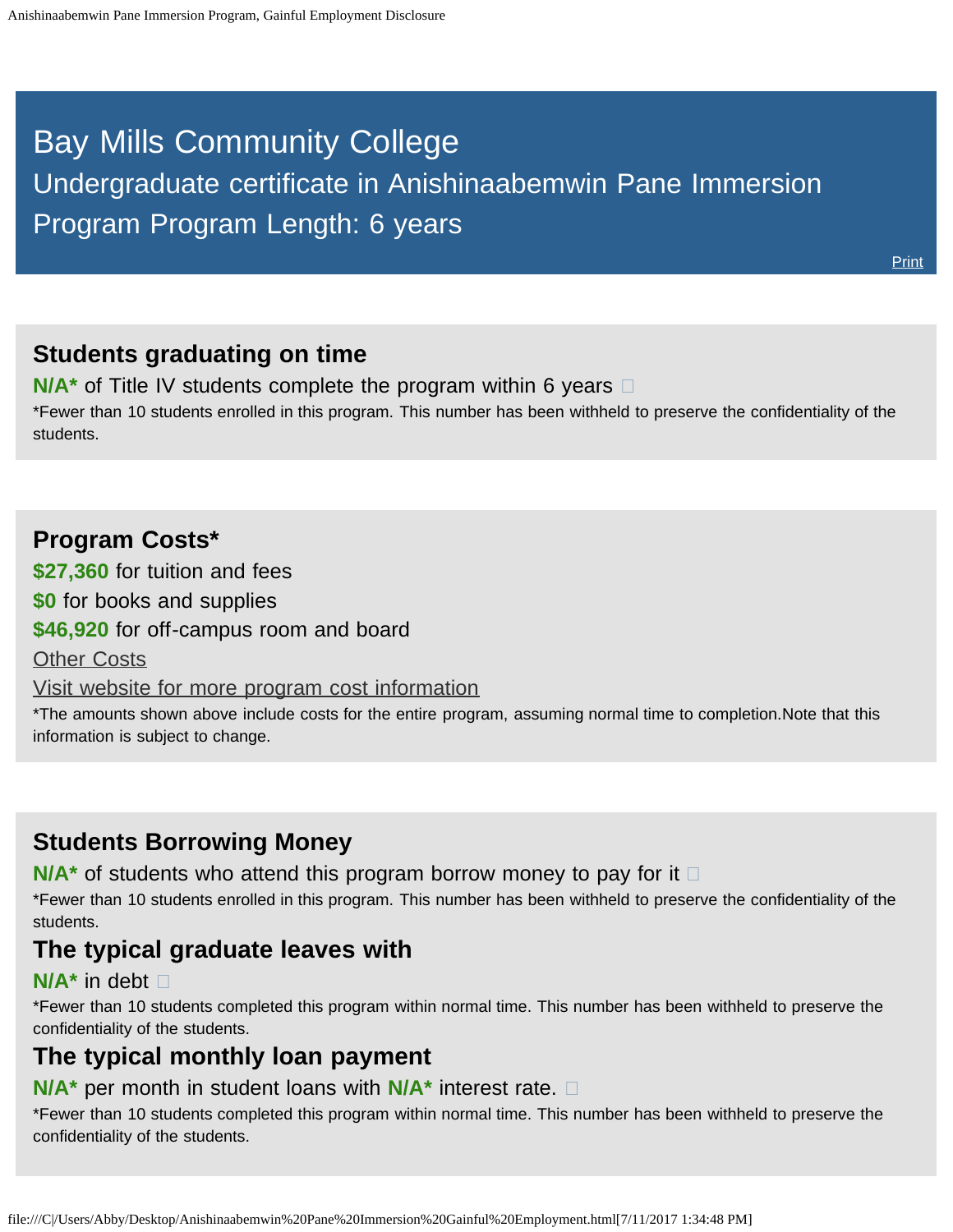# Bay Mills Community College

## Undergraduate certificate in Anishinaabemwin Pane Immersion Program Program Length: 6 years

Print

### Students graduating on time

**N/A*** of Title IV students complete the program within 6 years

*Fewer than 10 students enrolled in this program. This number has been withheld to preserve the confidentiality of the students.

### Program Costs*

**$27,360** for tuition and fees

**$0** for books and supplies

**$46,920** for off-campus room and board

Other Costs

Visit website for more program cost information

*The amounts shown above include costs for the entire program, assuming normal time to completion.Note that this information is subject to change.

### Students Borrowing Money

**N/A*** of students who attend this program borrow money to pay for it

*Fewer than 10 students enrolled in this program. This number has been withheld to preserve the confidentiality of the students.

### The typical graduate leaves with

**N/A*** in debt

*Fewer than 10 students completed this program within normal time. This number has been withheld to preserve the confidentiality of the students.

### The typical monthly loan payment

**N/A*** per month in student loans with **N/A*** interest rate.

*Fewer than 10 students completed this program within normal time. This number has been withheld to preserve the confidentiality of the students.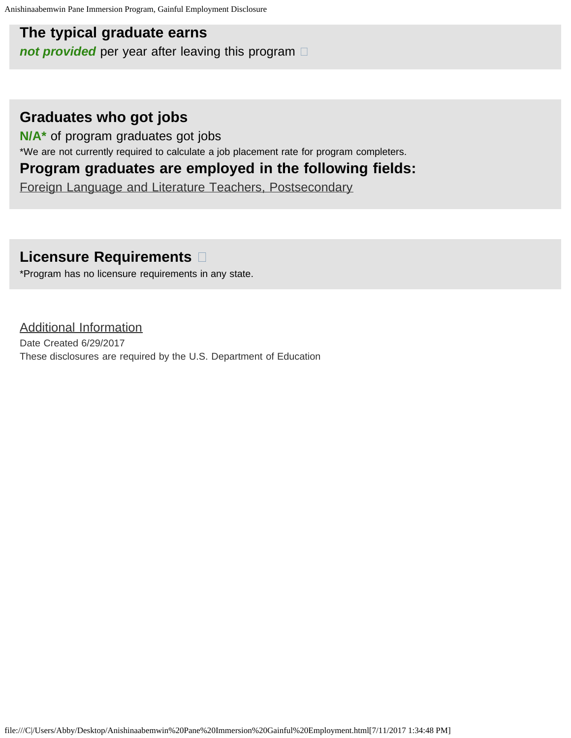## The typical graduate earns

***not provided*** per year after leaving this program

## Graduates who got jobs

**N/A*** of program graduates got jobs

*We are not currently required to calculate a job placement rate for program completers.

## Program graduates are employed in the following fields:

Foreign Language and Literature Teachers, Postsecondary

## Licensure Requirements

*Program has no licensure requirements in any state.

Additional Information

Date Created 6/29/2017

These disclosures are required by the U.S. Department of Education